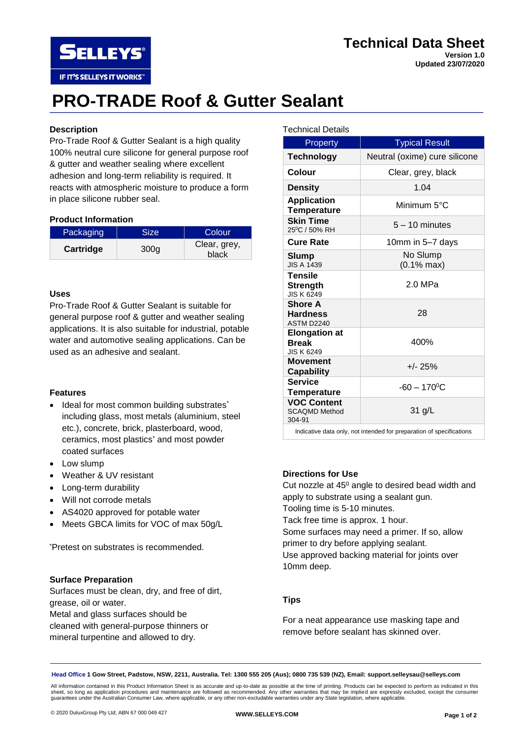# Technical Data Sheet

**Version 1.0**
**Updated 23/07/2020**

# PRO-TRADE Roof & Gutter Sealant

## Description

Pro-Trade Roof & Gutter Sealant is a high quality 100% neutral cure silicone for general purpose roof & gutter and weather sealing where excellent adhesion and long-term reliability is required. It reacts with atmospheric moisture to produce a form in place silicone rubber seal.

## Product Information

| Packaging | Size | Colour |
|---|---|---|
| **Cartridge** | 300g | Clear, grey, black |

## Uses

Pro-Trade Roof & Gutter Sealant is suitable for general purpose roof & gutter and weather sealing applications. It is also suitable for industrial, potable water and automotive sealing applications. Can be used as an adhesive and sealant.

## Features

- Ideal for most common building substrates* including glass, most metals (aluminium, steel etc.), concrete, brick, plasterboard, wood, ceramics, most plastics* and most powder coated surfaces
- Low slump
- Weather & UV resistant
- Long-term durability
- Will not corrode metals
- AS4020 approved for potable water
- Meets GBCA limits for VOC of max 50g/L

*Pretest on substrates is recommended.

## Surface Preparation

Surfaces must be clean, dry, and free of dirt, grease, oil or water.
Metal and glass surfaces should be cleaned with general-purpose thinners or mineral turpentine and allowed to dry.

## Technical Details

| Property | Typical Result |
|---|---|
| **Technology** | Neutral (oxime) cure silicone |
| **Colour** | Clear, grey, black |
| **Density** | 1.04 |
| **Application Temperature** | Minimum 5°C |
| **Skin Time** 25°C / 50% RH | 5 – 10 minutes |
| **Cure Rate** | 10mm in 5–7 days |
| **Slump** JIS A 1439 | No Slump (0.1% max) |
| **Tensile Strength** JIS K 6249 | 2.0 MPa |
| **Shore A Hardness** ASTM D2240 | 28 |
| **Elongation at Break** JIS K 6249 | 400% |
| **Movement Capability** | +/- 25% |
| **Service Temperature** | -60 – 170°C |
| **VOC Content** SCAQMD Method 304-91 | 31 g/L |

Indicative data only, not intended for preparation of specifications

## Directions for Use

Cut nozzle at 45° angle to desired bead width and apply to substrate using a sealant gun.
Tooling time is 5-10 minutes.
Tack free time is approx. 1 hour.
Some surfaces may need a primer. If so, allow primer to dry before applying sealant.
Use approved backing material for joints over 10mm deep.

## Tips

For a neat appearance use masking tape and remove before sealant has skinned over.

**Head Office 1 Gow Street, Padstow, NSW, 2211, Australia. Tel: 1300 555 205 (Aus); 0800 735 539 (NZ), Email: support.selleysau@selleys.com**

All information contained in this Product Information Sheet is as accurate and up-to-date as possible at the time of printing. Products can be expected to perform as indicated in this sheet, so long as application procedures and maintenance are followed as recommended. Any other warranties that may be implied are expressly excluded, except the consumer guarantees under the Australian Consumer Law, where applicable, or any other non-excludable warranties under any State legislation, where applicable.

© 2020 DuluxGroup Pty Ltd; ABN 67 000 049 427

**WWW.SELLEYS.COM**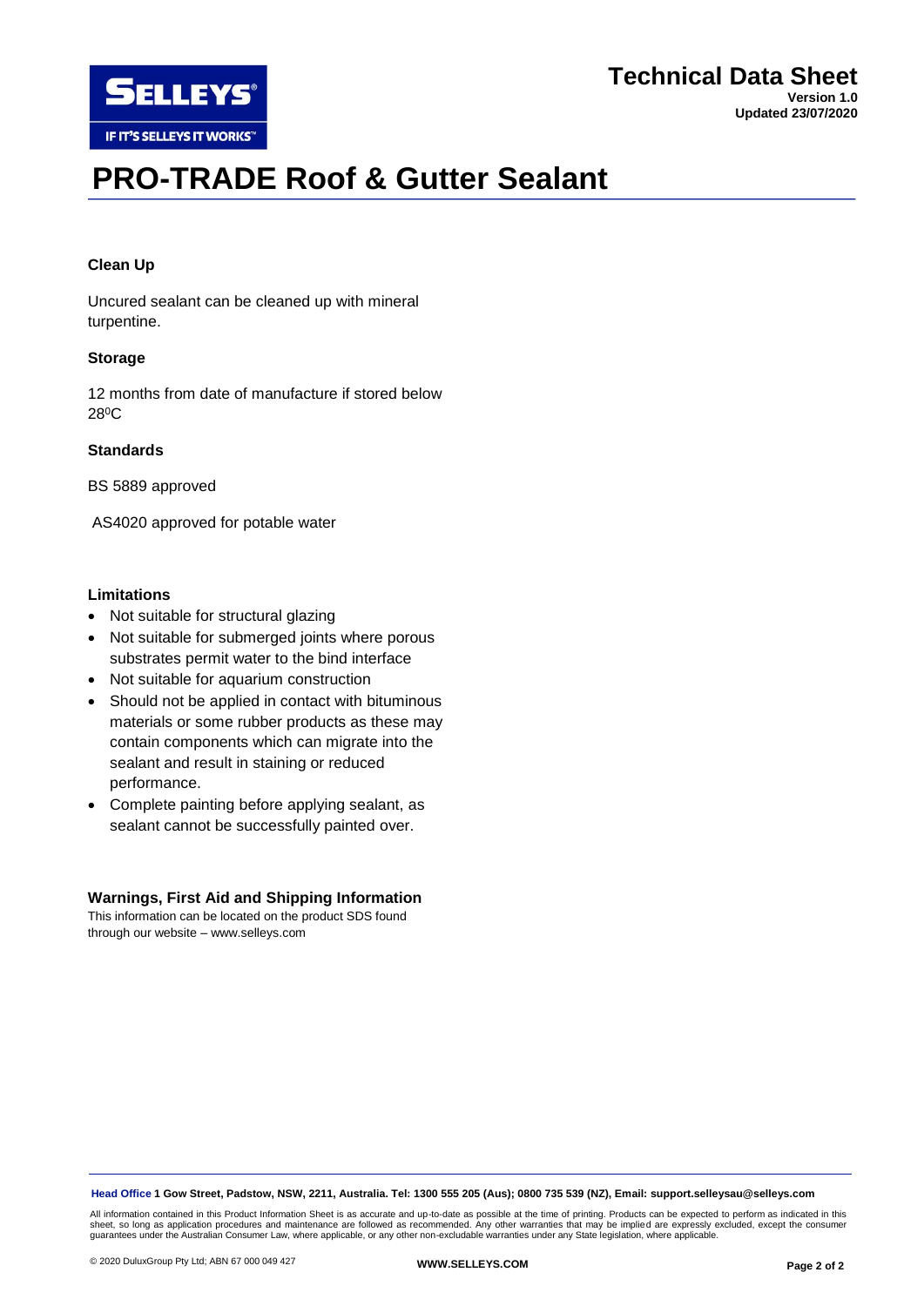# PRO-TRADE Roof & Gutter Sealant

### Clean Up

Uncured sealant can be cleaned up with mineral turpentine.

### Storage

12 months from date of manufacture if stored below $28^0$C

### Standards

BS 5889 approved

AS4020 approved for potable water

### Limitations

- Not suitable for structural glazing
- Not suitable for submerged joints where porous substrates permit water to the bind interface
- Not suitable for aquarium construction
- Should not be applied in contact with bituminous materials or some rubber products as these may contain components which can migrate into the sealant and result in staining or reduced performance.
- Complete painting before applying sealant, as sealant cannot be successfully painted over.

### Warnings, First Aid and Shipping Information

This information can be located on the product SDS found through our website – www.selleys.com

**Head Office 1 Gow Street, Padstow, NSW, 2211, Australia. Tel: 1300 555 205 (Aus); 0800 735 539 (NZ), Email: support.selleysau@selleys.com**

All information contained in this Product Information Sheet is as accurate and up-to-date as possible at the time of printing. Products can be expected to perform as indicated in this sheet, so long as application procedures and maintenance are followed as recommended. Any other warranties that may be implied are expressly excluded, except the consumer guarantees under the Australian Consumer Law, where applicable, or any other non-excludable warranties under any State legislation, where applicable.

© 2020 DuluxGroup Pty Ltd; ABN 67 000 049 427

**WWW.SELLEYS.COM**